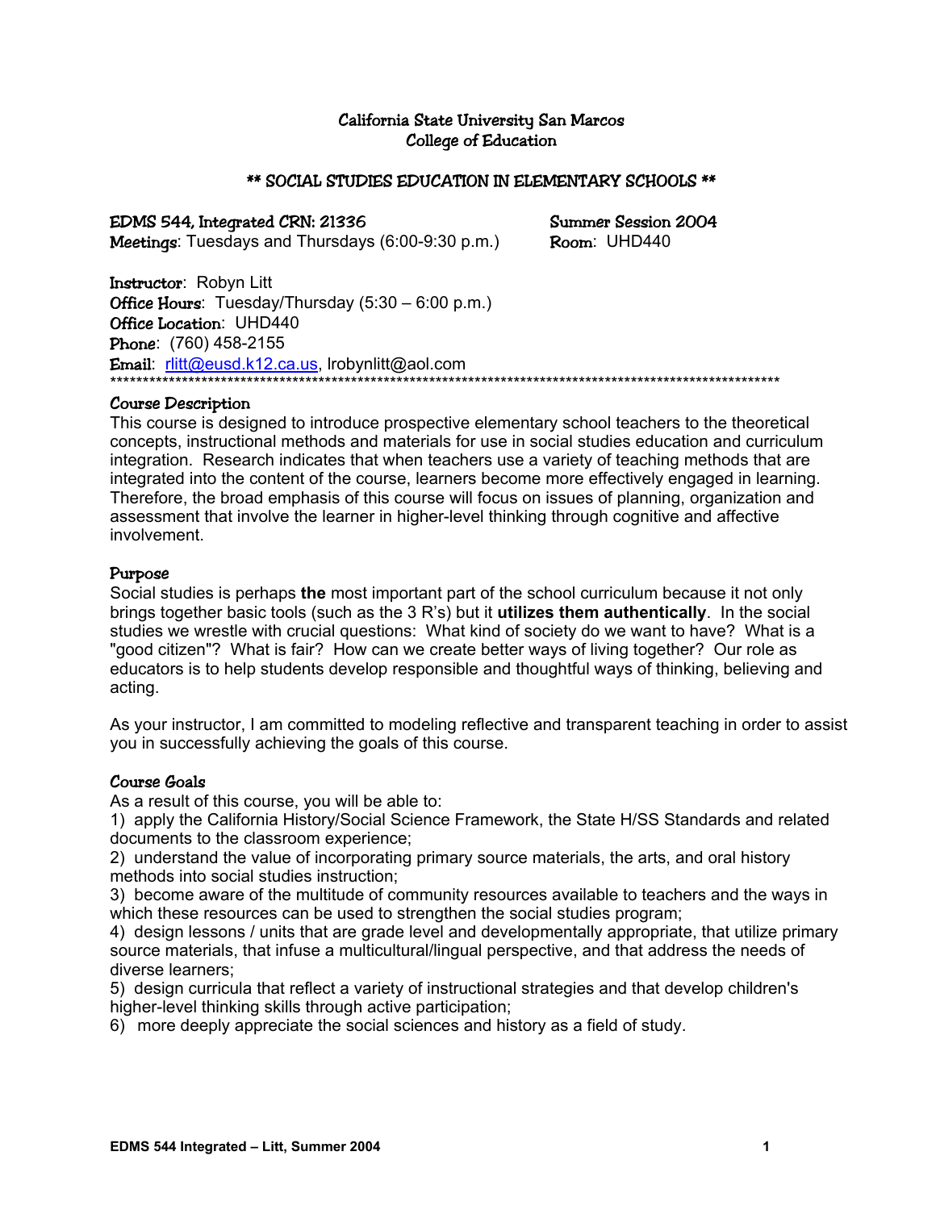# California State University San Marcos
# College of Education

## ** SOCIAL STUDIES EDUCATION IN ELEMENTARY SCHOOLS **

**EDMS 544, Integrated CRN: 21336** — **Summer Session 2004**
**Meetings**: Tuesdays and Thursdays (6:00-9:30 p.m.) — **Room**: UHD440

**Instructor**: Robyn Litt
**Office Hours**: Tuesday/Thursday (5:30 – 6:00 p.m.)
**Office Location**: UHD440
**Phone**: (760) 458-2155
**Email**: rlitt@eusd.k12.ca.us, lrobynlitt@aol.com

*****************************************************************************************************

### Course Description

This course is designed to introduce prospective elementary school teachers to the theoretical concepts, instructional methods and materials for use in social studies education and curriculum integration. Research indicates that when teachers use a variety of teaching methods that are integrated into the content of the course, learners become more effectively engaged in learning. Therefore, the broad emphasis of this course will focus on issues of planning, organization and assessment that involve the learner in higher-level thinking through cognitive and affective involvement.

### Purpose

Social studies is perhaps **the** most important part of the school curriculum because it not only brings together basic tools (such as the 3 R's) but it **utilizes them authentically**. In the social studies we wrestle with crucial questions: What kind of society do we want to have? What is a "good citizen"? What is fair? How can we create better ways of living together? Our role as educators is to help students develop responsible and thoughtful ways of thinking, believing and acting.

As your instructor, I am committed to modeling reflective and transparent teaching in order to assist you in successfully achieving the goals of this course.

### Course Goals

As a result of this course, you will be able to:

1) apply the California History/Social Science Framework, the State H/SS Standards and related documents to the classroom experience;
2) understand the value of incorporating primary source materials, the arts, and oral history methods into social studies instruction;
3) become aware of the multitude of community resources available to teachers and the ways in which these resources can be used to strengthen the social studies program;
4) design lessons / units that are grade level and developmentally appropriate, that utilize primary source materials, that infuse a multicultural/lingual perspective, and that address the needs of diverse learners;
5) design curricula that reflect a variety of instructional strategies and that develop children's higher-level thinking skills through active participation;
6) more deeply appreciate the social sciences and history as a field of study.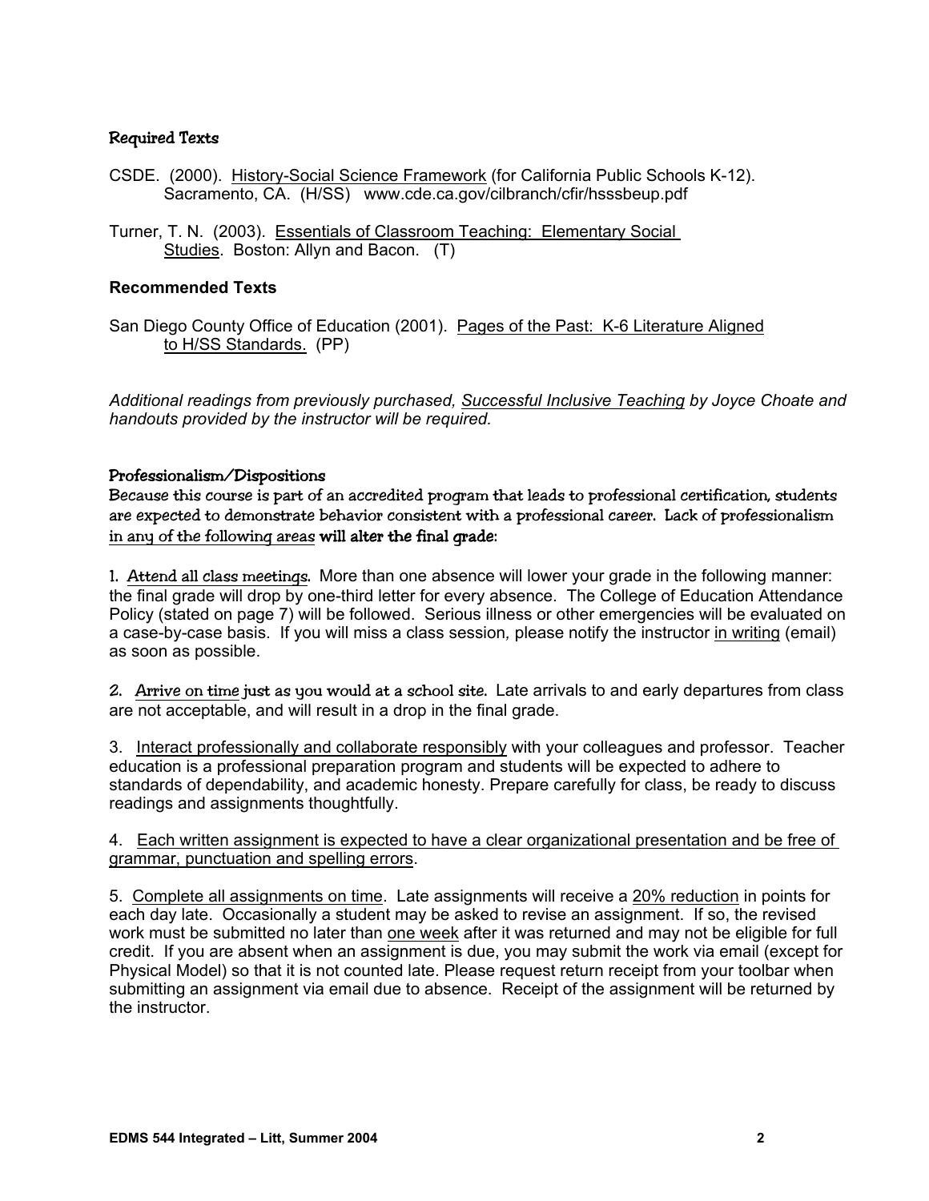### Required Texts

CSDE. (2000). History-Social Science Framework (for California Public Schools K-12). Sacramento, CA. (H/SS) www.cde.ca.gov/cilbranch/cfir/hsssbeup.pdf

Turner, T. N. (2003). Essentials of Classroom Teaching: Elementary Social Studies. Boston: Allyn and Bacon. (T)

### Recommended Texts

San Diego County Office of Education (2001). Pages of the Past: K-6 Literature Aligned to H/SS Standards. (PP)

*Additional readings from previously purchased, Successful Inclusive Teaching by Joyce Choate and handouts provided by the instructor will be required.*

### Professionalism/Dispositions

Because this course is part of an accredited program that leads to professional certification, students are expected to demonstrate behavior consistent with a professional career. Lack of professionalism in any of the following areas **will alter the final grade**:

1. Attend all class meetings. More than one absence will lower your grade in the following manner: the final grade will drop by one-third letter for every absence. The College of Education Attendance Policy (stated on page 7) will be followed. Serious illness or other emergencies will be evaluated on a case-by-case basis. If you will miss a class session, please notify the instructor in writing (email) as soon as possible.

2. Arrive on time just as you would at a school site. Late arrivals to and early departures from class are not acceptable, and will result in a drop in the final grade.

3. Interact professionally and collaborate responsibly with your colleagues and professor. Teacher education is a professional preparation program and students will be expected to adhere to standards of dependability, and academic honesty. Prepare carefully for class, be ready to discuss readings and assignments thoughtfully.

4. Each written assignment is expected to have a clear organizational presentation and be free of grammar, punctuation and spelling errors.

5. Complete all assignments on time. Late assignments will receive a 20% reduction in points for each day late. Occasionally a student may be asked to revise an assignment. If so, the revised work must be submitted no later than one week after it was returned and may not be eligible for full credit. If you are absent when an assignment is due, you may submit the work via email (except for Physical Model) so that it is not counted late. Please request return receipt from your toolbar when submitting an assignment via email due to absence. Receipt of the assignment will be returned by the instructor.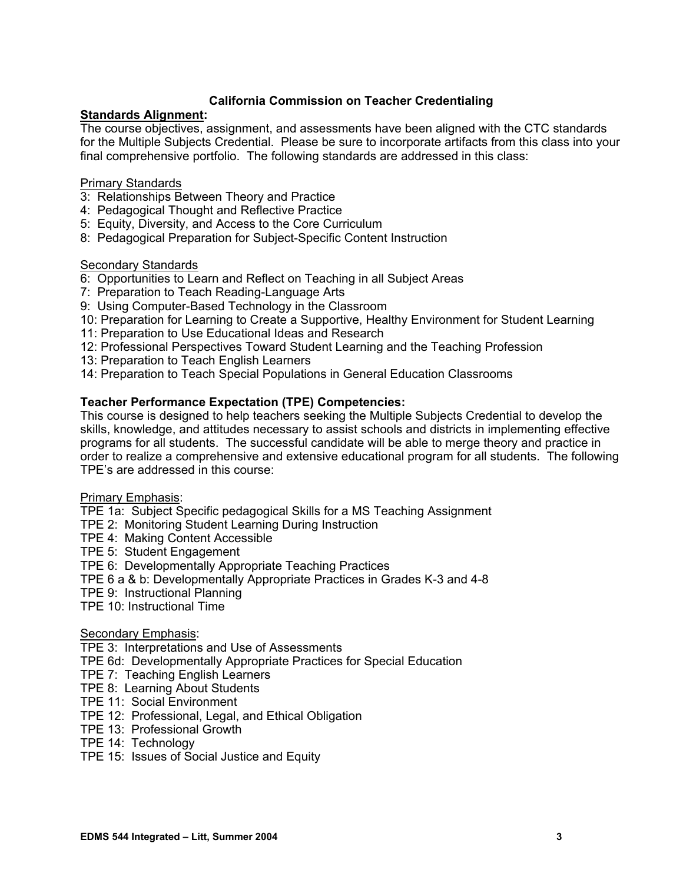## California Commission on Teacher Credentialing

**Standards Alignment:**

The course objectives, assignment, and assessments have been aligned with the CTC standards for the Multiple Subjects Credential. Please be sure to incorporate artifacts from this class into your final comprehensive portfolio. The following standards are addressed in this class:

Primary Standards

3: Relationships Between Theory and Practice
4: Pedagogical Thought and Reflective Practice
5: Equity, Diversity, and Access to the Core Curriculum
8: Pedagogical Preparation for Subject-Specific Content Instruction

Secondary Standards

6: Opportunities to Learn and Reflect on Teaching in all Subject Areas
7: Preparation to Teach Reading-Language Arts
9: Using Computer-Based Technology in the Classroom
10: Preparation for Learning to Create a Supportive, Healthy Environment for Student Learning
11: Preparation to Use Educational Ideas and Research
12: Professional Perspectives Toward Student Learning and the Teaching Profession
13: Preparation to Teach English Learners
14: Preparation to Teach Special Populations in General Education Classrooms

**Teacher Performance Expectation (TPE) Competencies:**

This course is designed to help teachers seeking the Multiple Subjects Credential to develop the skills, knowledge, and attitudes necessary to assist schools and districts in implementing effective programs for all students. The successful candidate will be able to merge theory and practice in order to realize a comprehensive and extensive educational program for all students. The following TPE's are addressed in this course:

Primary Emphasis:

TPE 1a: Subject Specific pedagogical Skills for a MS Teaching Assignment
TPE 2: Monitoring Student Learning During Instruction
TPE 4: Making Content Accessible
TPE 5: Student Engagement
TPE 6: Developmentally Appropriate Teaching Practices
TPE 6 a & b: Developmentally Appropriate Practices in Grades K-3 and 4-8
TPE 9: Instructional Planning
TPE 10: Instructional Time

Secondary Emphasis:

TPE 3: Interpretations and Use of Assessments
TPE 6d: Developmentally Appropriate Practices for Special Education
TPE 7: Teaching English Learners
TPE 8: Learning About Students
TPE 11: Social Environment
TPE 12: Professional, Legal, and Ethical Obligation
TPE 13: Professional Growth
TPE 14: Technology
TPE 15: Issues of Social Justice and Equity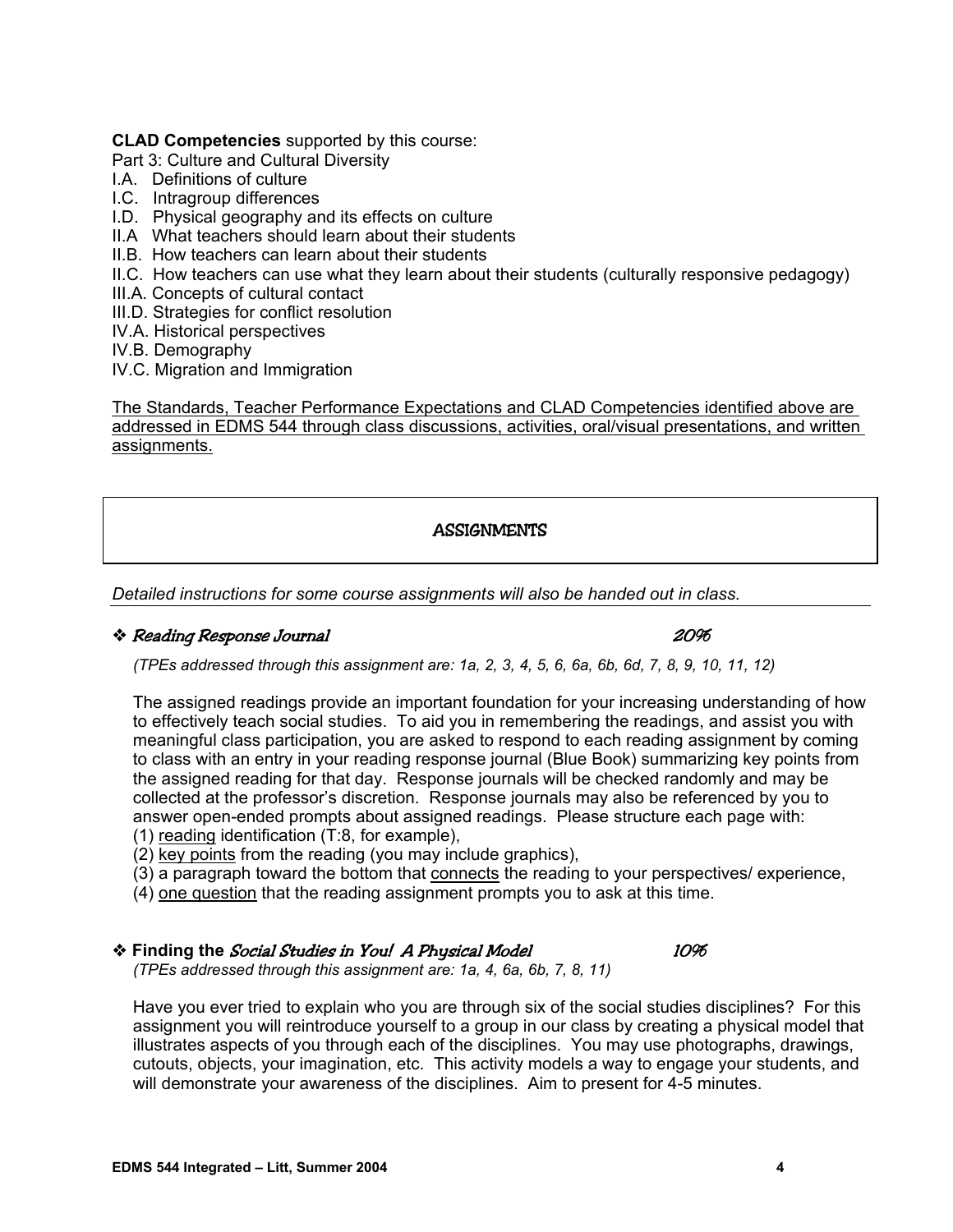**CLAD Competencies** supported by this course:

Part 3: Culture and Cultural Diversity

I.A. Definitions of culture
I.C. Intragroup differences
I.D. Physical geography and its effects on culture
II.A What teachers should learn about their students
II.B. How teachers can learn about their students
II.C. How teachers can use what they learn about their students (culturally responsive pedagogy)
III.A. Concepts of cultural contact
III.D. Strategies for conflict resolution
IV.A. Historical perspectives
IV.B. Demography
IV.C. Migration and Immigration

<u>The Standards, Teacher Performance Expectations and CLAD Competencies identified above are addressed in EDMS 544 through class discussions, activities, oral/visual presentations, and written assignments.</u>

## ASSIGNMENTS

*Detailed instructions for some course assignments will also be handed out in class.*

### ❖ *Reading Response Journal* — *20%*

*(TPEs addressed through this assignment are: 1a, 2, 3, 4, 5, 6, 6a, 6b, 6d, 7, 8, 9, 10, 11, 12)*

The assigned readings provide an important foundation for your increasing understanding of how to effectively teach social studies. To aid you in remembering the readings, and assist you with meaningful class participation, you are asked to respond to each reading assignment by coming to class with an entry in your reading response journal (Blue Book) summarizing key points from the assigned reading for that day. Response journals will be checked randomly and may be collected at the professor's discretion. Response journals may also be referenced by you to answer open-ended prompts about assigned readings. Please structure each page with:

(1) <u>reading</u> identification (T:8, for example),
(2) <u>key points</u> from the reading (you may include graphics),
(3) a paragraph toward the bottom that <u>connects</u> the reading to your perspectives/ experience,
(4) <u>one question</u> that the reading assignment prompts you to ask at this time.

### ❖ **Finding the** *Social Studies in You! A Physical Model* — *10%*

*(TPEs addressed through this assignment are: 1a, 4, 6a, 6b, 7, 8, 11)*

Have you ever tried to explain who you are through six of the social studies disciplines? For this assignment you will reintroduce yourself to a group in our class by creating a physical model that illustrates aspects of you through each of the disciplines. You may use photographs, drawings, cutouts, objects, your imagination, etc. This activity models a way to engage your students, and will demonstrate your awareness of the disciplines. Aim to present for 4-5 minutes.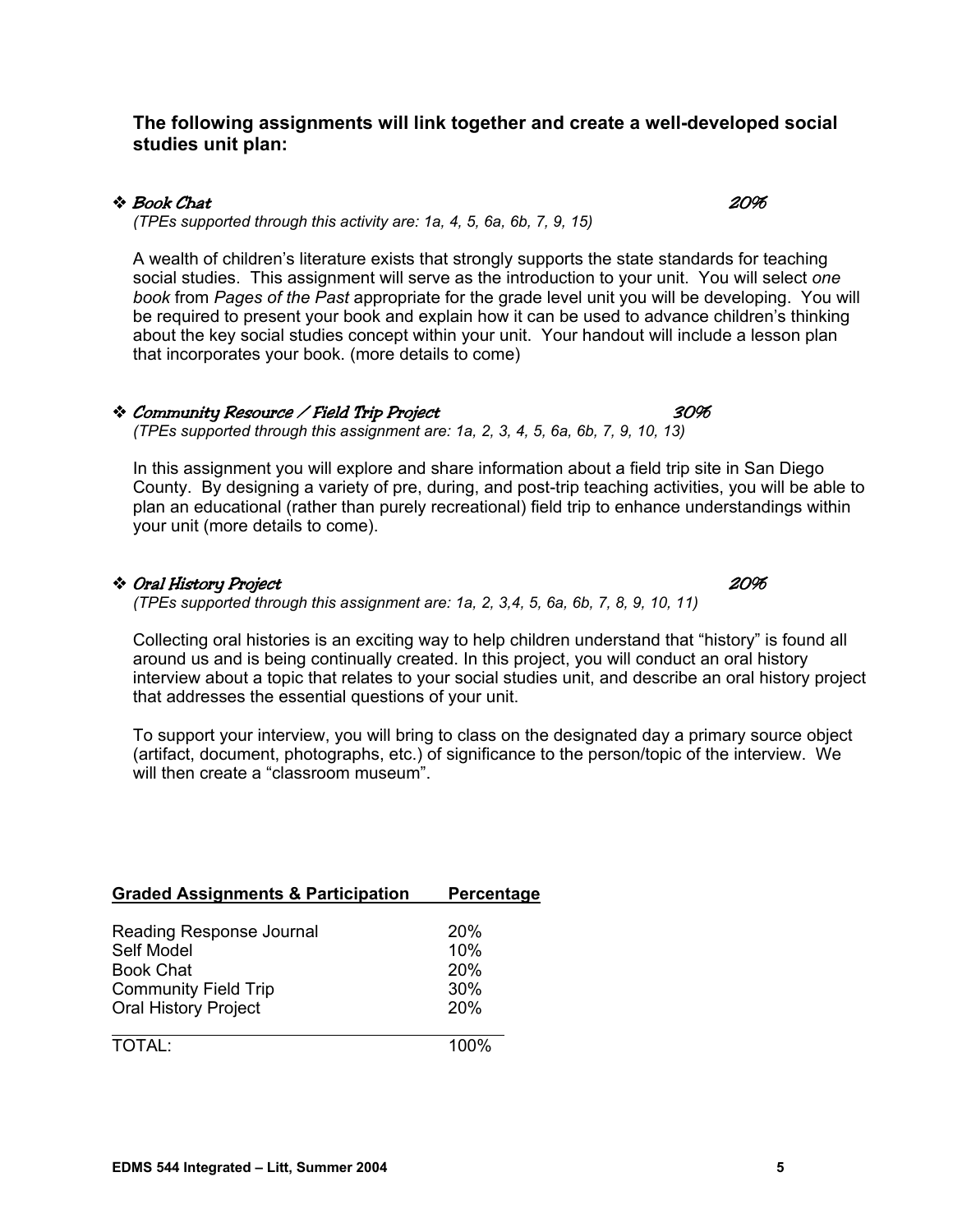**The following assignments will link together and create a well-developed social studies unit plan:**

- ***Book Chat*** — ***20%***

  *(TPEs supported through this activity are: 1a, 4, 5, 6a, 6b, 7, 9, 15)*

  A wealth of children's literature exists that strongly supports the state standards for teaching social studies. This assignment will serve as the introduction to your unit. You will select *one book* from *Pages of the Past* appropriate for the grade level unit you will be developing. You will be required to present your book and explain how it can be used to advance children's thinking about the key social studies concept within your unit. Your handout will include a lesson plan that incorporates your book. (more details to come)

- ***Community Resource / Field Trip Project*** — ***30%***

  *(TPEs supported through this assignment are: 1a, 2, 3, 4, 5, 6a, 6b, 7, 9, 10, 13)*

  In this assignment you will explore and share information about a field trip site in San Diego County. By designing a variety of pre, during, and post-trip teaching activities, you will be able to plan an educational (rather than purely recreational) field trip to enhance understandings within your unit (more details to come).

- ***Oral History Project*** — ***20%***

  *(TPEs supported through this assignment are: 1a, 2, 3,4, 5, 6a, 6b, 7, 8, 9, 10, 11)*

  Collecting oral histories is an exciting way to help children understand that "history" is found all around us and is being continually created. In this project, you will conduct an oral history interview about a topic that relates to your social studies unit, and describe an oral history project that addresses the essential questions of your unit.

  To support your interview, you will bring to class on the designated day a primary source object (artifact, document, photographs, etc.) of significance to the person/topic of the interview. We will then create a "classroom museum".

| Graded Assignments & Participation | Percentage |
|---|---|
| Reading Response Journal | 20% |
| Self Model | 10% |
| Book Chat | 20% |
| Community Field Trip | 30% |
| Oral History Project | 20% |
| TOTAL: | 100% |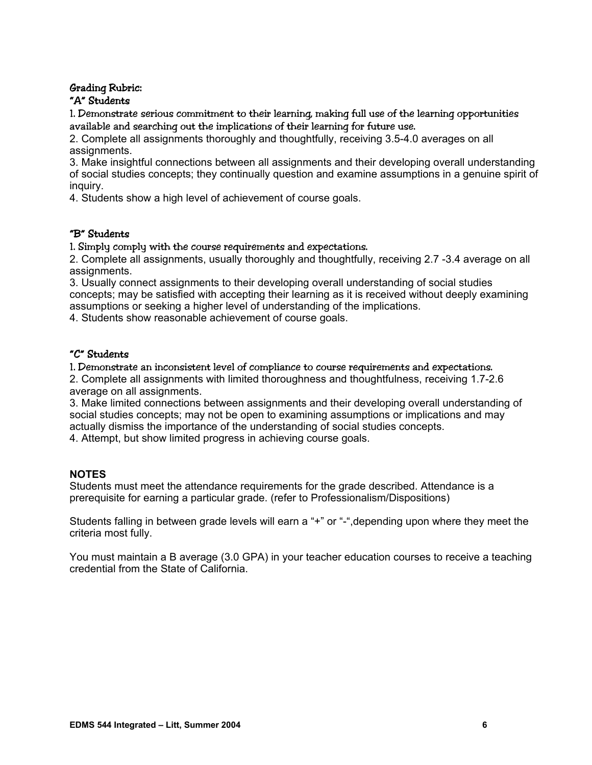### Grading Rubric:

#### "A" Students

1. Demonstrate serious commitment to their learning, making full use of the learning opportunities available and searching out the implications of their learning for future use.
2. Complete all assignments thoroughly and thoughtfully, receiving 3.5-4.0 averages on all assignments.
3. Make insightful connections between all assignments and their developing overall understanding of social studies concepts; they continually question and examine assumptions in a genuine spirit of inquiry.
4. Students show a high level of achievement of course goals.

#### "B" Students

1. Simply comply with the course requirements and expectations.
2. Complete all assignments, usually thoroughly and thoughtfully, receiving 2.7 -3.4 average on all assignments.
3. Usually connect assignments to their developing overall understanding of social studies concepts; may be satisfied with accepting their learning as it is received without deeply examining assumptions or seeking a higher level of understanding of the implications.
4. Students show reasonable achievement of course goals.

#### "C" Students

1. Demonstrate an inconsistent level of compliance to course requirements and expectations.
2. Complete all assignments with limited thoroughness and thoughtfulness, receiving 1.7-2.6 average on all assignments.
3. Make limited connections between assignments and their developing overall understanding of social studies concepts; may not be open to examining assumptions or implications and may actually dismiss the importance of the understanding of social studies concepts.
4. Attempt, but show limited progress in achieving course goals.

**NOTES**

Students must meet the attendance requirements for the grade described. Attendance is a prerequisite for earning a particular grade. (refer to Professionalism/Dispositions)

Students falling in between grade levels will earn a "+" or "-",depending upon where they meet the criteria most fully.

You must maintain a B average (3.0 GPA) in your teacher education courses to receive a teaching credential from the State of California.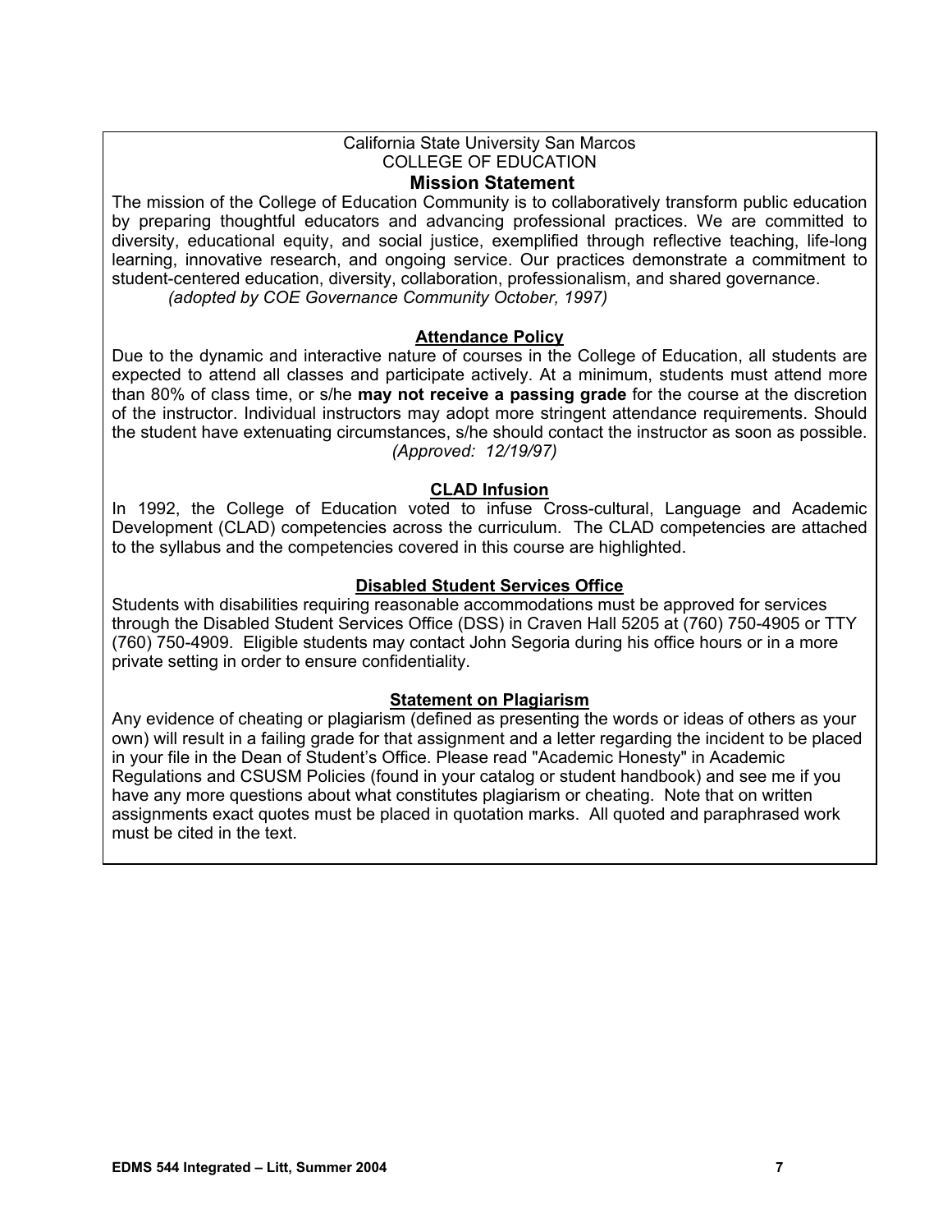California State University San Marcos
COLLEGE OF EDUCATION

## Mission Statement

The mission of the College of Education Community is to collaboratively transform public education by preparing thoughtful educators and advancing professional practices. We are committed to diversity, educational equity, and social justice, exemplified through reflective teaching, life-long learning, innovative research, and ongoing service. Our practices demonstrate a commitment to student-centered education, diversity, collaboration, professionalism, and shared governance.
*(adopted by COE Governance Community October, 1997)*

### Attendance Policy

Due to the dynamic and interactive nature of courses in the College of Education, all students are expected to attend all classes and participate actively. At a minimum, students must attend more than 80% of class time, or s/he **may not receive a passing grade** for the course at the discretion of the instructor. Individual instructors may adopt more stringent attendance requirements. Should the student have extenuating circumstances, s/he should contact the instructor as soon as possible.
*(Approved: 12/19/97)*

### CLAD Infusion

In 1992, the College of Education voted to infuse Cross-cultural, Language and Academic Development (CLAD) competencies across the curriculum. The CLAD competencies are attached to the syllabus and the competencies covered in this course are highlighted.

### Disabled Student Services Office

Students with disabilities requiring reasonable accommodations must be approved for services through the Disabled Student Services Office (DSS) in Craven Hall 5205 at (760) 750-4905 or TTY (760) 750-4909. Eligible students may contact John Segoria during his office hours or in a more private setting in order to ensure confidentiality.

### Statement on Plagiarism

Any evidence of cheating or plagiarism (defined as presenting the words or ideas of others as your own) will result in a failing grade for that assignment and a letter regarding the incident to be placed in your file in the Dean of Student's Office. Please read "Academic Honesty" in Academic Regulations and CSUSM Policies (found in your catalog or student handbook) and see me if you have any more questions about what constitutes plagiarism or cheating. Note that on written assignments exact quotes must be placed in quotation marks. All quoted and paraphrased work must be cited in the text.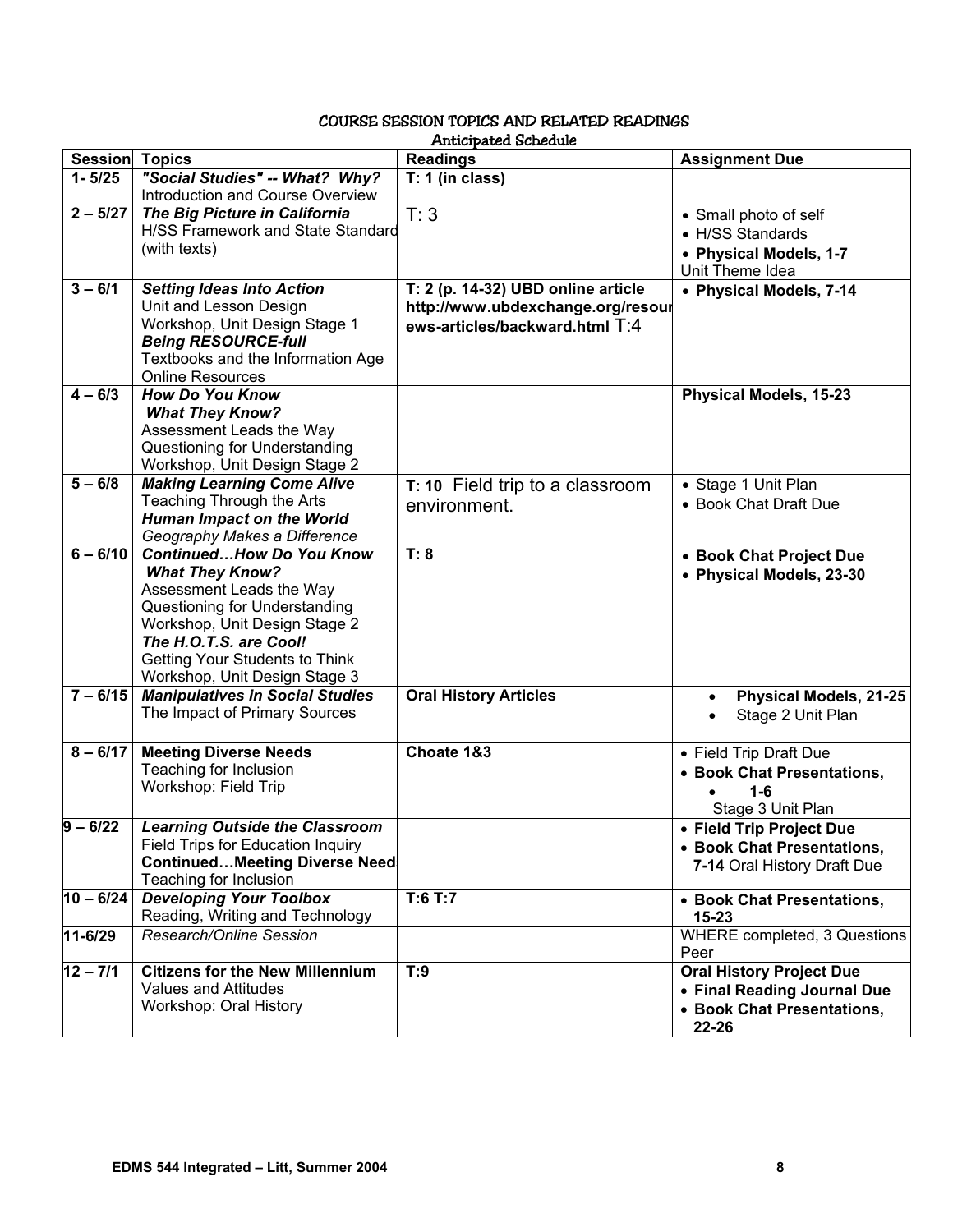## COURSE SESSION TOPICS AND RELATED READINGS

### Anticipated Schedule

| Session | Topics | Readings | Assignment Due |
|---|---|---|---|
| **1- 5/25** | ***"Social Studies" -- What? Why?*** Introduction and Course Overview | **T: 1 (in class)** | |
| **2 – 5/27** | ***The Big Picture in California*** H/SS Framework and State Standard (with texts) | T: 3 | • Small photo of self • H/SS Standards • **Physical Models, 1-7** Unit Theme Idea |
| **3 – 6/1** | ***Setting Ideas Into Action*** Unit and Lesson Design Workshop, Unit Design Stage 1 ***Being RESOURCE-full*** Textbooks and the Information Age Online Resources | **T: 2 (p. 14-32) UBD online article http://www.ubdexchange.org/resourews-articles/backward.html** T:4 | • **Physical Models, 7-14** |
| **4 – 6/3** | ***How Do You Know What They Know?*** Assessment Leads the Way Questioning for Understanding Workshop, Unit Design Stage 2 | | **Physical Models, 15-23** |
| **5 – 6/8** | ***Making Learning Come Alive*** Teaching Through the Arts ***Human Impact on the World*** *Geography Makes a Difference* | **T: 10** Field trip to a classroom environment. | • Stage 1 Unit Plan • Book Chat Draft Due |
| **6 – 6/10** | ***Continued…How Do You Know What They Know?*** Assessment Leads the Way Questioning for Understanding Workshop, Unit Design Stage 2 ***The H.O.T.S. are Cool!*** Getting Your Students to Think Workshop, Unit Design Stage 3 | **T: 8** | • **Book Chat Project Due** • **Physical Models, 23-30** |
| **7 – 6/15** | ***Manipulatives in Social Studies*** The Impact of Primary Sources | **Oral History Articles** | • **Physical Models, 21-25** • Stage 2 Unit Plan |
| **8 – 6/17** | **Meeting Diverse Needs** Teaching for Inclusion Workshop: Field Trip | **Choate 1&3** | • Field Trip Draft Due • **Book Chat Presentations, 1-6** Stage 3 Unit Plan |
| **9 – 6/22** | ***Learning Outside the Classroom*** Field Trips for Education Inquiry **Continued…Meeting Diverse Need** Teaching for Inclusion | | • **Field Trip Project Due** • **Book Chat Presentations, 7-14** Oral History Draft Due |
| **10 – 6/24** | ***Developing Your Toolbox*** Reading, Writing and Technology | **T:6 T:7** | • **Book Chat Presentations, 15-23** |
| **11-6/29** | *Research/Online Session* | | WHERE completed, 3 Questions Peer |
| **12 – 7/1** | **Citizens for the New Millennium** Values and Attitudes Workshop: Oral History | **T:9** | **Oral History Project Due** • **Final Reading Journal Due** • **Book Chat Presentations, 22-26** |